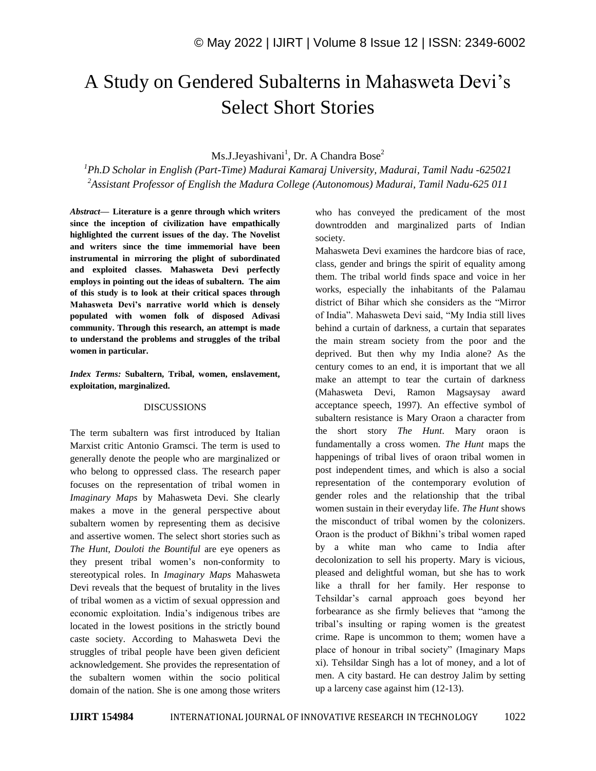# A Study on Gendered Subalterns in Mahasweta Devi's Select Short Stories

Ms.J.Jeyashivani[1], Dr. A Chandra Bose[2]

[1]*Ph.D Scholar in English (Part-Time) Madurai Kamaraj University, Madurai, Tamil Nadu -625021*
[2]*Assistant Professor of English the Madura College (Autonomous) Madurai, Tamil Nadu-625 011*

***Abstract*— Literature is a genre through which writers since the inception of civilization have empathically highlighted the current issues of the day. The Novelist and writers since the time immemorial have been instrumental in mirroring the plight of subordinated and exploited classes. Mahasweta Devi perfectly employs in pointing out the ideas of subaltern. The aim of this study is to look at their critical spaces through Mahasweta Devi's narrative world which is densely populated with women folk of disposed Adivasi community. Through this research, an attempt is made to understand the problems and struggles of the tribal women in particular.**

***Index Terms:* Subaltern, Tribal, women, enslavement, exploitation, marginalized.**

## DISCUSSIONS

The term subaltern was first introduced by Italian Marxist critic Antonio Gramsci. The term is used to generally denote the people who are marginalized or who belong to oppressed class. The research paper focuses on the representation of tribal women in *Imaginary Maps* by Mahasweta Devi. She clearly makes a move in the general perspective about subaltern women by representing them as decisive and assertive women. The select short stories such as *The Hunt*, *Douloti the Bountiful* are eye openers as they present tribal women's non-conformity to stereotypical roles. In *Imaginary Maps* Mahasweta Devi reveals that the bequest of brutality in the lives of tribal women as a victim of sexual oppression and economic exploitation. India's indigenous tribes are located in the lowest positions in the strictly bound caste society. According to Mahasweta Devi the struggles of tribal people have been given deficient acknowledgement. She provides the representation of the subaltern women within the socio political domain of the nation. She is one among those writers who has conveyed the predicament of the most downtrodden and marginalized parts of Indian society.

Mahasweta Devi examines the hardcore bias of race, class, gender and brings the spirit of equality among them. The tribal world finds space and voice in her works, especially the inhabitants of the Palamau district of Bihar which she considers as the "Mirror of India". Mahasweta Devi said, "My India still lives behind a curtain of darkness, a curtain that separates the main stream society from the poor and the deprived. But then why my India alone? As the century comes to an end, it is important that we all make an attempt to tear the curtain of darkness (Mahasweta Devi, Ramon Magsaysay award acceptance speech, 1997). An effective symbol of subaltern resistance is Mary Oraon a character from the short story *The Hunt*. Mary oraon is fundamentally a cross women. *The Hunt* maps the happenings of tribal lives of oraon tribal women in post independent times, and which is also a social representation of the contemporary evolution of gender roles and the relationship that the tribal women sustain in their everyday life. *The Hunt* shows the misconduct of tribal women by the colonizers. Oraon is the product of Bikhni's tribal women raped by a white man who came to India after decolonization to sell his property. Mary is vicious, pleased and delightful woman, but she has to work like a thrall for her family. Her response to Tehsildar's carnal approach goes beyond her forbearance as she firmly believes that "among the tribal's insulting or raping women is the greatest crime. Rape is uncommon to them; women have a place of honour in tribal society" (Imaginary Maps xi). Tehsildar Singh has a lot of money, and a lot of men. A city bastard. He can destroy Jalim by setting up a larceny case against him (12-13).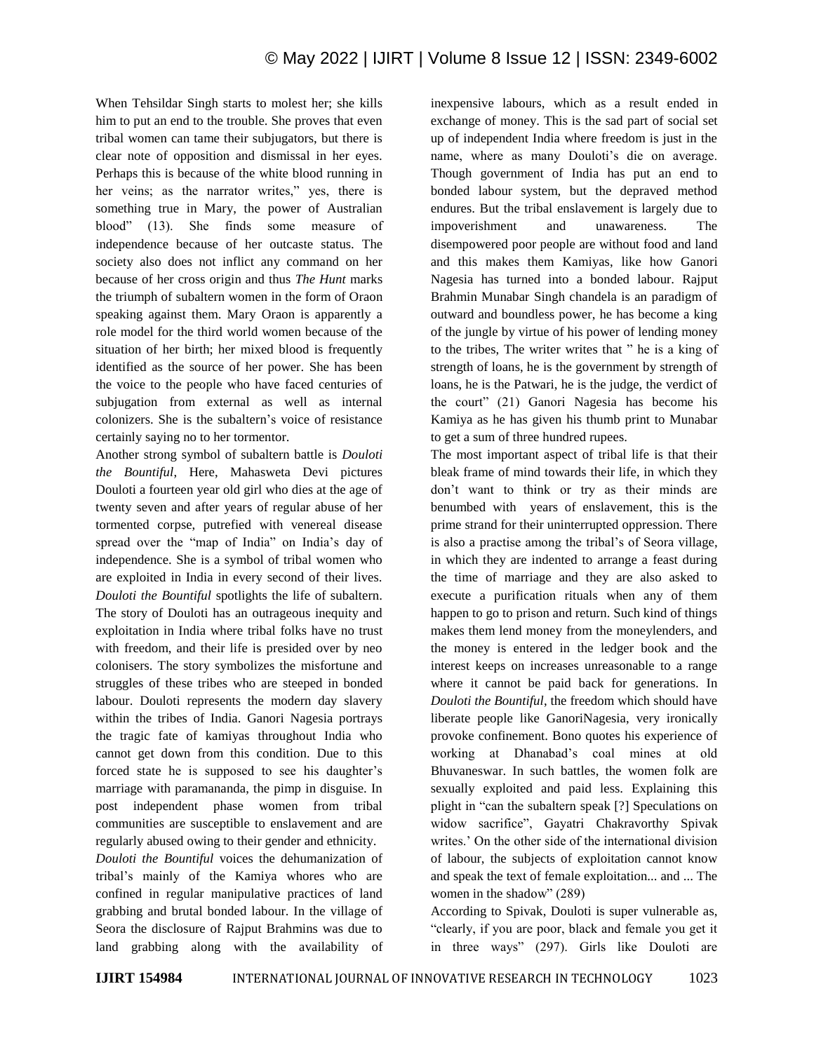When Tehsildar Singh starts to molest her; she kills him to put an end to the trouble. She proves that even tribal women can tame their subjugators, but there is clear note of opposition and dismissal in her eyes. Perhaps this is because of the white blood running in her veins; as the narrator writes," yes, there is something true in Mary, the power of Australian blood" (13). She finds some measure of independence because of her outcaste status. The society also does not inflict any command on her because of her cross origin and thus *The Hunt* marks the triumph of subaltern women in the form of Oraon speaking against them. Mary Oraon is apparently a role model for the third world women because of the situation of her birth; her mixed blood is frequently identified as the source of her power. She has been the voice to the people who have faced centuries of subjugation from external as well as internal colonizers. She is the subaltern's voice of resistance certainly saying no to her tormentor.

Another strong symbol of subaltern battle is *Douloti the Bountiful*, Here, Mahasweta Devi pictures Douloti a fourteen year old girl who dies at the age of twenty seven and after years of regular abuse of her tormented corpse, putrefied with venereal disease spread over the "map of India" on India's day of independence. She is a symbol of tribal women who are exploited in India in every second of their lives. *Douloti the Bountiful* spotlights the life of subaltern. The story of Douloti has an outrageous inequity and exploitation in India where tribal folks have no trust with freedom, and their life is presided over by neo colonisers. The story symbolizes the misfortune and struggles of these tribes who are steeped in bonded labour. Douloti represents the modern day slavery within the tribes of India. Ganori Nagesia portrays the tragic fate of kamiyas throughout India who cannot get down from this condition. Due to this forced state he is supposed to see his daughter's marriage with paramananda, the pimp in disguise. In post independent phase women from tribal communities are susceptible to enslavement and are regularly abused owing to their gender and ethnicity.

*Douloti the Bountiful* voices the dehumanization of tribal's mainly of the Kamiya whores who are confined in regular manipulative practices of land grabbing and brutal bonded labour. In the village of Seora the disclosure of Rajput Brahmins was due to land grabbing along with the availability of inexpensive labours, which as a result ended in exchange of money. This is the sad part of social set up of independent India where freedom is just in the name, where as many Douloti's die on average. Though government of India has put an end to bonded labour system, but the depraved method endures. But the tribal enslavement is largely due to impoverishment and unawareness. The disempowered poor people are without food and land and this makes them Kamiyas, like how Ganori Nagesia has turned into a bonded labour. Rajput Brahmin Munabar Singh chandela is an paradigm of outward and boundless power, he has become a king of the jungle by virtue of his power of lending money to the tribes, The writer writes that " he is a king of strength of loans, he is the government by strength of loans, he is the Patwari, he is the judge, the verdict of the court" (21) Ganori Nagesia has become his Kamiya as he has given his thumb print to Munabar to get a sum of three hundred rupees.

The most important aspect of tribal life is that their bleak frame of mind towards their life, in which they don't want to think or try as their minds are benumbed with years of enslavement, this is the prime strand for their uninterrupted oppression. There is also a practise among the tribal's of Seora village, in which they are indented to arrange a feast during the time of marriage and they are also asked to execute a purification rituals when any of them happen to go to prison and return. Such kind of things makes them lend money from the moneylenders, and the money is entered in the ledger book and the interest keeps on increases unreasonable to a range where it cannot be paid back for generations. In *Douloti the Bountiful*, the freedom which should have liberate people like GanoriNagesia, very ironically provoke confinement. Bono quotes his experience of working at Dhanabad's coal mines at old Bhuvaneswar. In such battles, the women folk are sexually exploited and paid less. Explaining this plight in "can the subaltern speak [?] Speculations on widow sacrifice", Gayatri Chakravorthy Spivak writes.' On the other side of the international division of labour, the subjects of exploitation cannot know and speak the text of female exploitation... and ... The women in the shadow" (289)

According to Spivak, Douloti is super vulnerable as, "clearly, if you are poor, black and female you get it in three ways" (297). Girls like Douloti are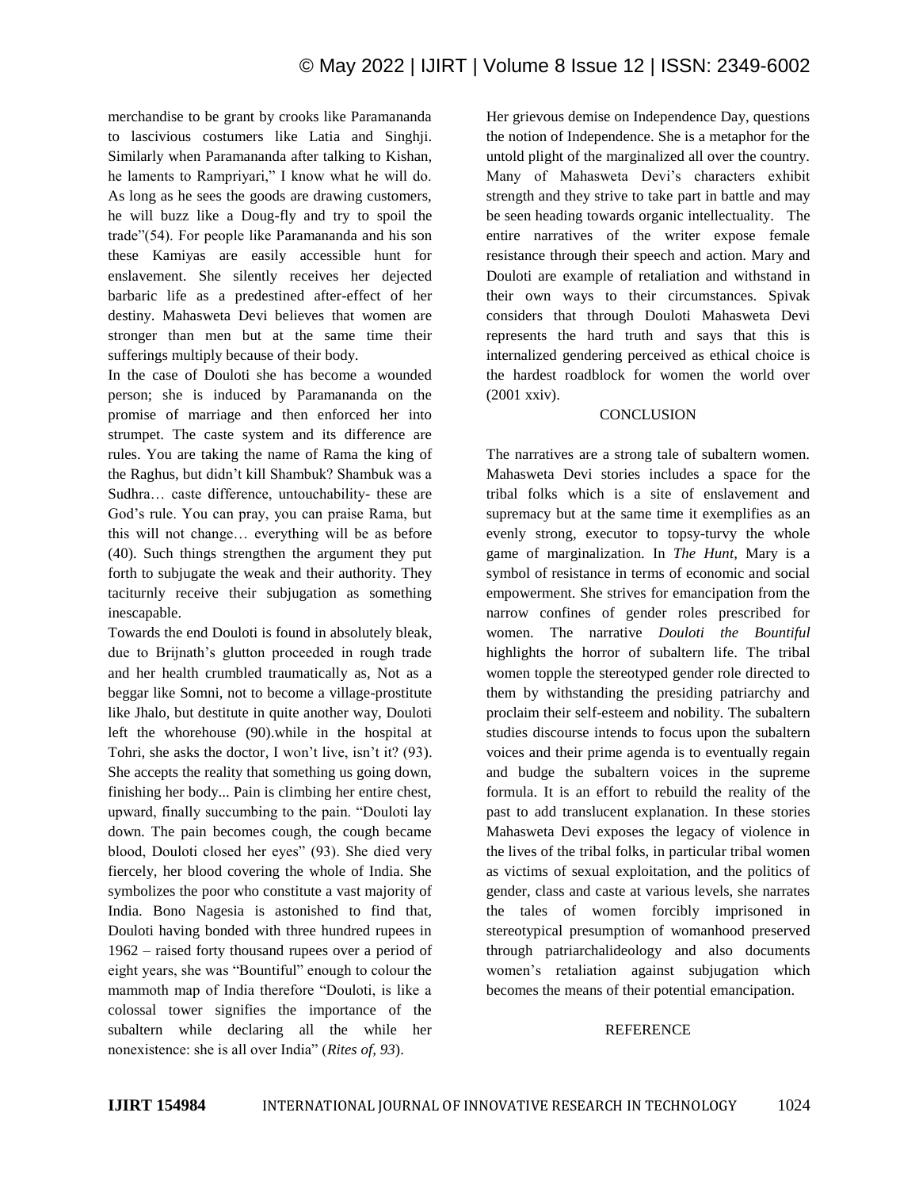merchandise to be grant by crooks like Paramananda to lascivious costumers like Latia and Singhji. Similarly when Paramananda after talking to Kishan, he laments to Rampriyari," I know what he will do. As long as he sees the goods are drawing customers, he will buzz like a Doug-fly and try to spoil the trade"(54). For people like Paramananda and his son these Kamiyas are easily accessible hunt for enslavement. She silently receives her dejected barbaric life as a predestined after-effect of her destiny. Mahasweta Devi believes that women are stronger than men but at the same time their sufferings multiply because of their body.

In the case of Douloti she has become a wounded person; she is induced by Paramananda on the promise of marriage and then enforced her into strumpet. The caste system and its difference are rules. You are taking the name of Rama the king of the Raghus, but didn't kill Shambuk? Shambuk was a Sudhra… caste difference, untouchability- these are God's rule. You can pray, you can praise Rama, but this will not change… everything will be as before (40). Such things strengthen the argument they put forth to subjugate the weak and their authority. They taciturnly receive their subjugation as something inescapable.

Towards the end Douloti is found in absolutely bleak, due to Brijnath's glutton proceeded in rough trade and her health crumbled traumatically as, Not as a beggar like Somni, not to become a village-prostitute like Jhalo, but destitute in quite another way, Douloti left the whorehouse (90).while in the hospital at Tohri, she asks the doctor, I won't live, isn't it? (93). She accepts the reality that something us going down, finishing her body... Pain is climbing her entire chest, upward, finally succumbing to the pain. "Douloti lay down. The pain becomes cough, the cough became blood, Douloti closed her eyes" (93). She died very fiercely, her blood covering the whole of India. She symbolizes the poor who constitute a vast majority of India. Bono Nagesia is astonished to find that, Douloti having bonded with three hundred rupees in 1962 – raised forty thousand rupees over a period of eight years, she was "Bountiful" enough to colour the mammoth map of India therefore "Douloti, is like a colossal tower signifies the importance of the subaltern while declaring all the while her nonexistence: she is all over India" (*Rites of, 93*).

Her grievous demise on Independence Day, questions the notion of Independence. She is a metaphor for the untold plight of the marginalized all over the country. Many of Mahasweta Devi's characters exhibit strength and they strive to take part in battle and may be seen heading towards organic intellectuality. The entire narratives of the writer expose female resistance through their speech and action. Mary and Douloti are example of retaliation and withstand in their own ways to their circumstances. Spivak considers that through Douloti Mahasweta Devi represents the hard truth and says that this is internalized gendering perceived as ethical choice is the hardest roadblock for women the world over (2001 xxiv).

## CONCLUSION

The narratives are a strong tale of subaltern women. Mahasweta Devi stories includes a space for the tribal folks which is a site of enslavement and supremacy but at the same time it exemplifies as an evenly strong, executor to topsy-turvy the whole game of marginalization. In *The Hunt,* Mary is a symbol of resistance in terms of economic and social empowerment. She strives for emancipation from the narrow confines of gender roles prescribed for women. The narrative *Douloti the Bountiful* highlights the horror of subaltern life. The tribal women topple the stereotyped gender role directed to them by withstanding the presiding patriarchy and proclaim their self-esteem and nobility. The subaltern studies discourse intends to focus upon the subaltern voices and their prime agenda is to eventually regain and budge the subaltern voices in the supreme formula. It is an effort to rebuild the reality of the past to add translucent explanation. In these stories Mahasweta Devi exposes the legacy of violence in the lives of the tribal folks, in particular tribal women as victims of sexual exploitation, and the politics of gender, class and caste at various levels, she narrates the tales of women forcibly imprisoned in stereotypical presumption of womanhood preserved through patriarchalideology and also documents women's retaliation against subjugation which becomes the means of their potential emancipation.

## REFERENCE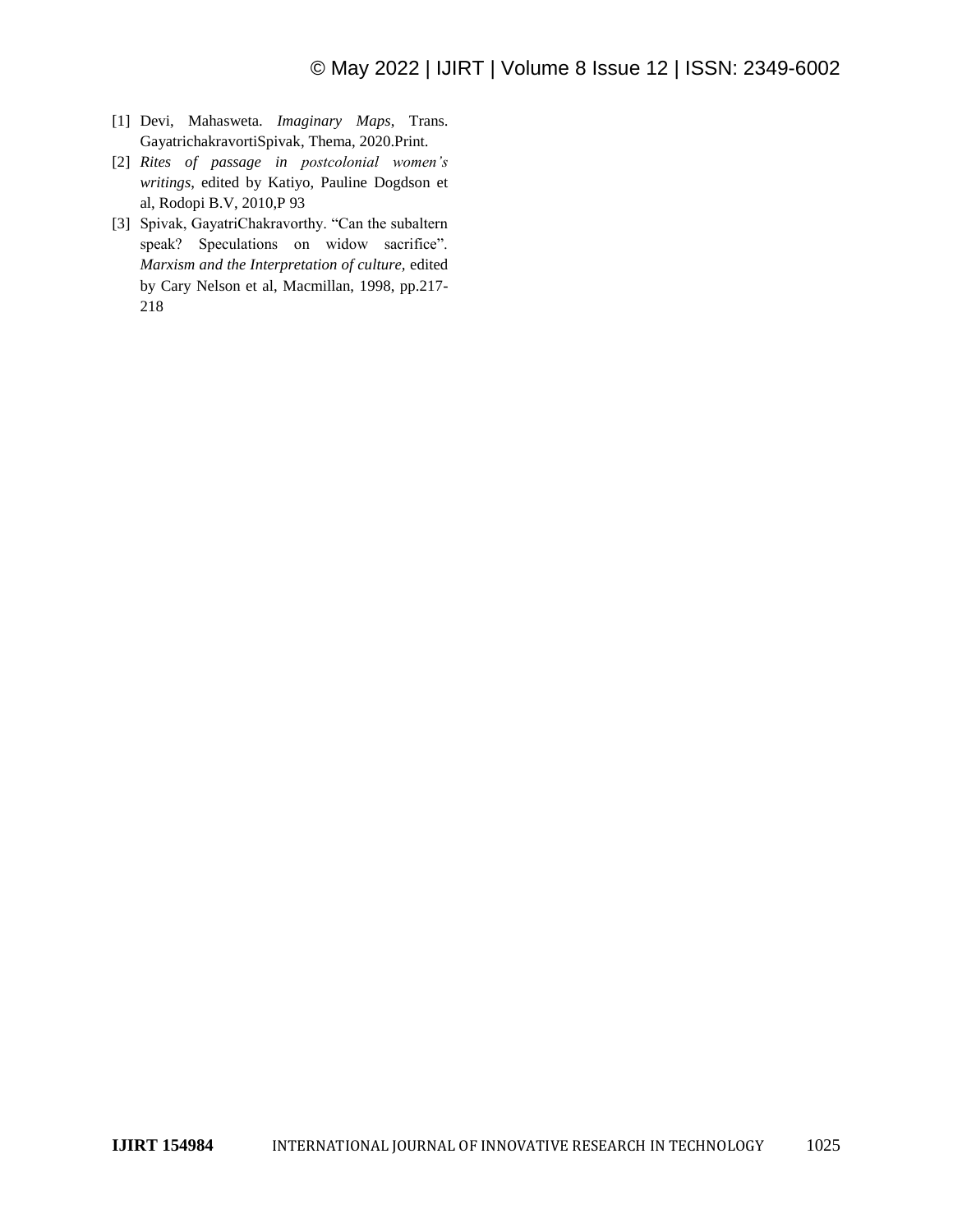[1] Devi, Mahasweta. *Imaginary Maps*, Trans. GayatrichakravortiSpivak, Thema, 2020.Print.

[2] *Rites of passage in postcolonial women's writings*, edited by Katiyo, Pauline Dogdson et al, Rodopi B.V, 2010,P 93

[3] Spivak, GayatriChakravorthy. "Can the subaltern speak? Speculations on widow sacrifice". *Marxism and the Interpretation of culture,* edited by Cary Nelson et al, Macmillan, 1998, pp.217-218